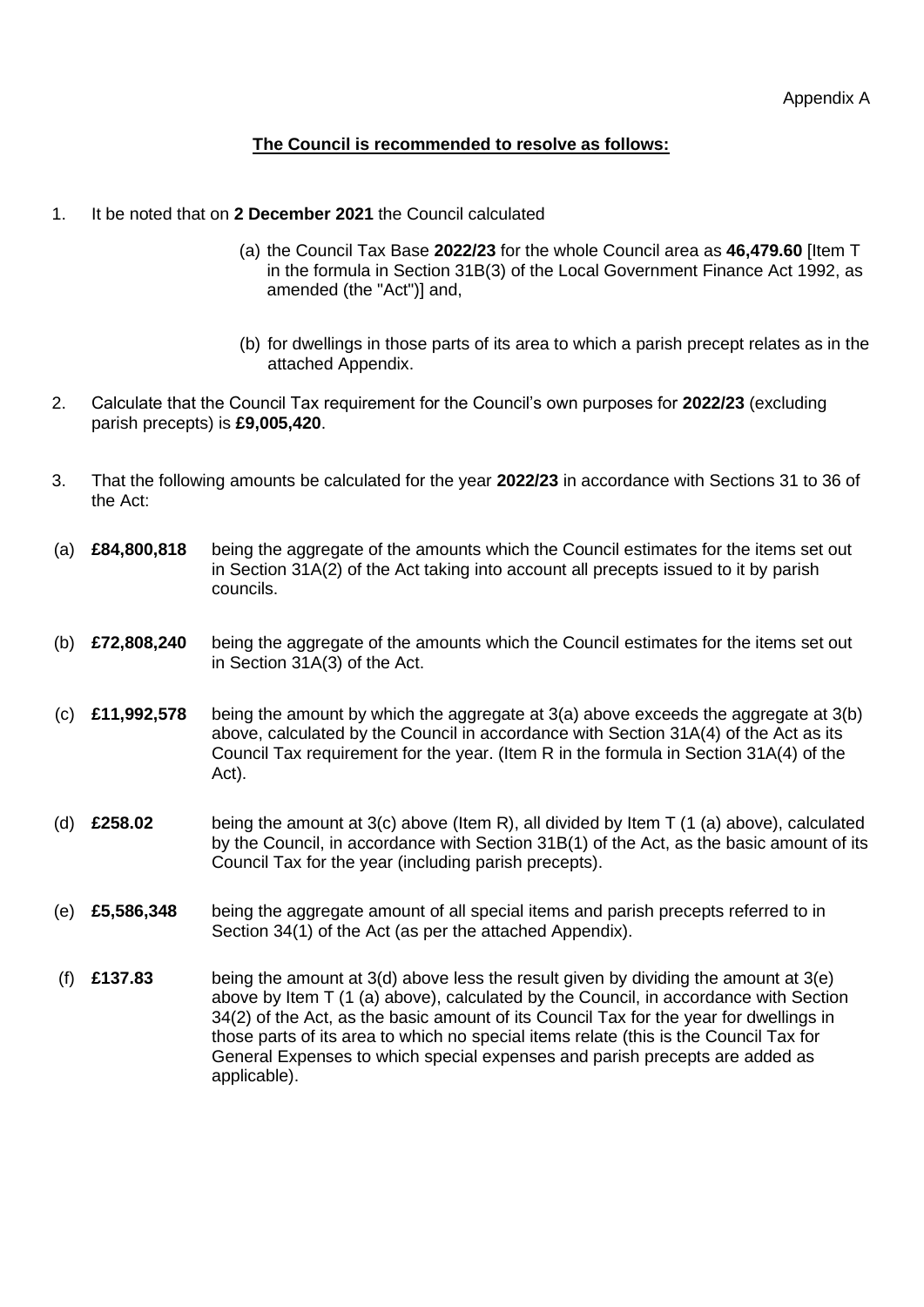Appendix A

**The Council is recommended to resolve as follows:**

1. It be noted that on **2 December 2021** the Council calculated

   (a) the Council Tax Base **2022/23** for the whole Council area as **46,479.60** [Item T in the formula in Section 31B(3) of the Local Government Finance Act 1992, as amended (the "Act")] and,

   (b) for dwellings in those parts of its area to which a parish precept relates as in the attached Appendix.

2. Calculate that the Council Tax requirement for the Council's own purposes for **2022/23** (excluding parish precepts) is **£9,005,420**.

3. That the following amounts be calculated for the year **2022/23** in accordance with Sections 31 to 36 of the Act:

(a) **£84,800,818** being the aggregate of the amounts which the Council estimates for the items set out in Section 31A(2) of the Act taking into account all precepts issued to it by parish councils.

(b) **£72,808,240** being the aggregate of the amounts which the Council estimates for the items set out in Section 31A(3) of the Act.

(c) **£11,992,578** being the amount by which the aggregate at 3(a) above exceeds the aggregate at 3(b) above, calculated by the Council in accordance with Section 31A(4) of the Act as its Council Tax requirement for the year. (Item R in the formula in Section 31A(4) of the Act).

(d) **£258.02** being the amount at 3(c) above (Item R), all divided by Item T (1 (a) above), calculated by the Council, in accordance with Section 31B(1) of the Act, as the basic amount of its Council Tax for the year (including parish precepts).

(e) **£5,586,348** being the aggregate amount of all special items and parish precepts referred to in Section 34(1) of the Act (as per the attached Appendix).

(f) **£137.83** being the amount at 3(d) above less the result given by dividing the amount at 3(e) above by Item T (1 (a) above), calculated by the Council, in accordance with Section 34(2) of the Act, as the basic amount of its Council Tax for the year for dwellings in those parts of its area to which no special items relate (this is the Council Tax for General Expenses to which special expenses and parish precepts are added as applicable).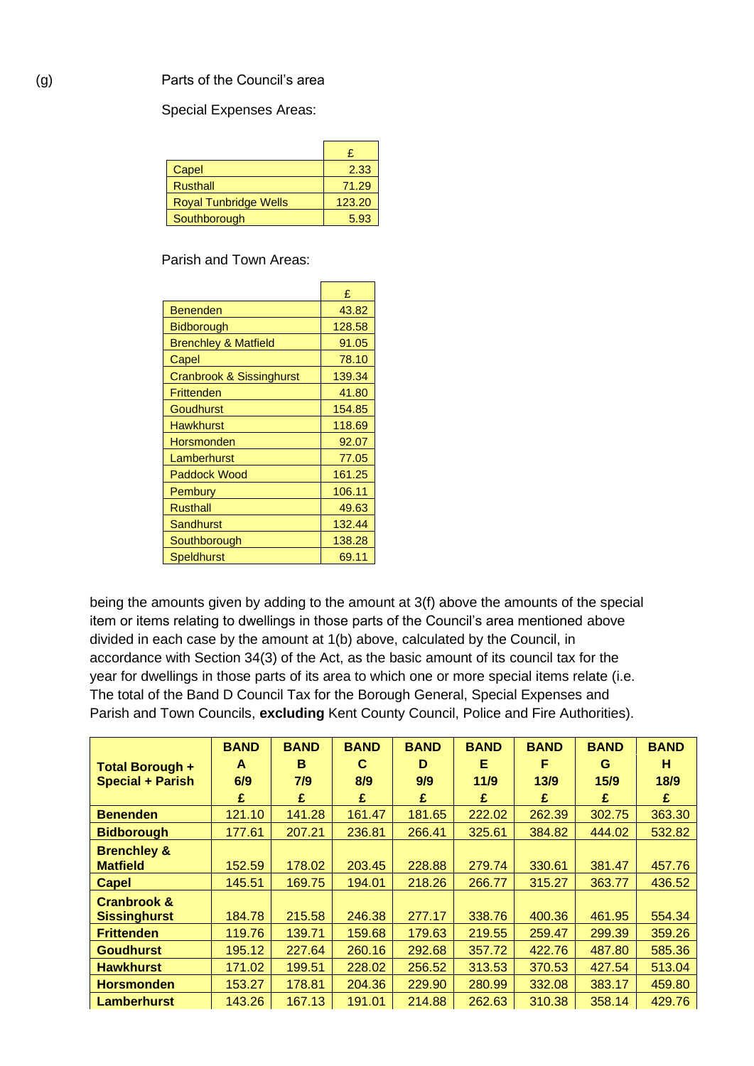(g) Parts of the Council's area

Special Expenses Areas:

| | £ |
|---|---|
| Capel | 2.33 |
| Rusthall | 71.29 |
| Royal Tunbridge Wells | 123.20 |
| Southborough | 5.93 |

Parish and Town Areas:

| | £ |
|---|---|
| Benenden | 43.82 |
| Bidborough | 128.58 |
| Brenchley & Matfield | 91.05 |
| Capel | 78.10 |
| Cranbrook & Sissinghurst | 139.34 |
| Frittenden | 41.80 |
| Goudhurst | 154.85 |
| Hawkhurst | 118.69 |
| Horsmonden | 92.07 |
| Lamberhurst | 77.05 |
| Paddock Wood | 161.25 |
| Pembury | 106.11 |
| Rusthall | 49.63 |
| Sandhurst | 132.44 |
| Southborough | 138.28 |
| Speldhurst | 69.11 |

being the amounts given by adding to the amount at 3(f) above the amounts of the special item or items relating to dwellings in those parts of the Council's area mentioned above divided in each case by the amount at 1(b) above, calculated by the Council, in accordance with Section 34(3) of the Act, as the basic amount of its council tax for the year for dwellings in those parts of its area to which one or more special items relate (i.e. The total of the Band D Council Tax for the Borough General, Special Expenses and Parish and Town Councils, **excluding** Kent County Council, Police and Fire Authorities).

| **Total Borough + Special + Parish** | **BAND A 6/9 £** | **BAND B 7/9 £** | **BAND C 8/9 £** | **BAND D 9/9 £** | **BAND E 11/9 £** | **BAND F 13/9 £** | **BAND G 15/9 £** | **BAND H 18/9 £** |
|---|---|---|---|---|---|---|---|---|
| **Benenden** | 121.10 | 141.28 | 161.47 | 181.65 | 222.02 | 262.39 | 302.75 | 363.30 |
| **Bidborough** | 177.61 | 207.21 | 236.81 | 266.41 | 325.61 | 384.82 | 444.02 | 532.82 |
| **Brenchley & Matfield** | 152.59 | 178.02 | 203.45 | 228.88 | 279.74 | 330.61 | 381.47 | 457.76 |
| **Capel** | 145.51 | 169.75 | 194.01 | 218.26 | 266.77 | 315.27 | 363.77 | 436.52 |
| **Cranbrook & Sissinghurst** | 184.78 | 215.58 | 246.38 | 277.17 | 338.76 | 400.36 | 461.95 | 554.34 |
| **Frittenden** | 119.76 | 139.71 | 159.68 | 179.63 | 219.55 | 259.47 | 299.39 | 359.26 |
| **Goudhurst** | 195.12 | 227.64 | 260.16 | 292.68 | 357.72 | 422.76 | 487.80 | 585.36 |
| **Hawkhurst** | 171.02 | 199.51 | 228.02 | 256.52 | 313.53 | 370.53 | 427.54 | 513.04 |
| **Horsmonden** | 153.27 | 178.81 | 204.36 | 229.90 | 280.99 | 332.08 | 383.17 | 459.80 |
| **Lamberhurst** | 143.26 | 167.13 | 191.01 | 214.88 | 262.63 | 310.38 | 358.14 | 429.76 |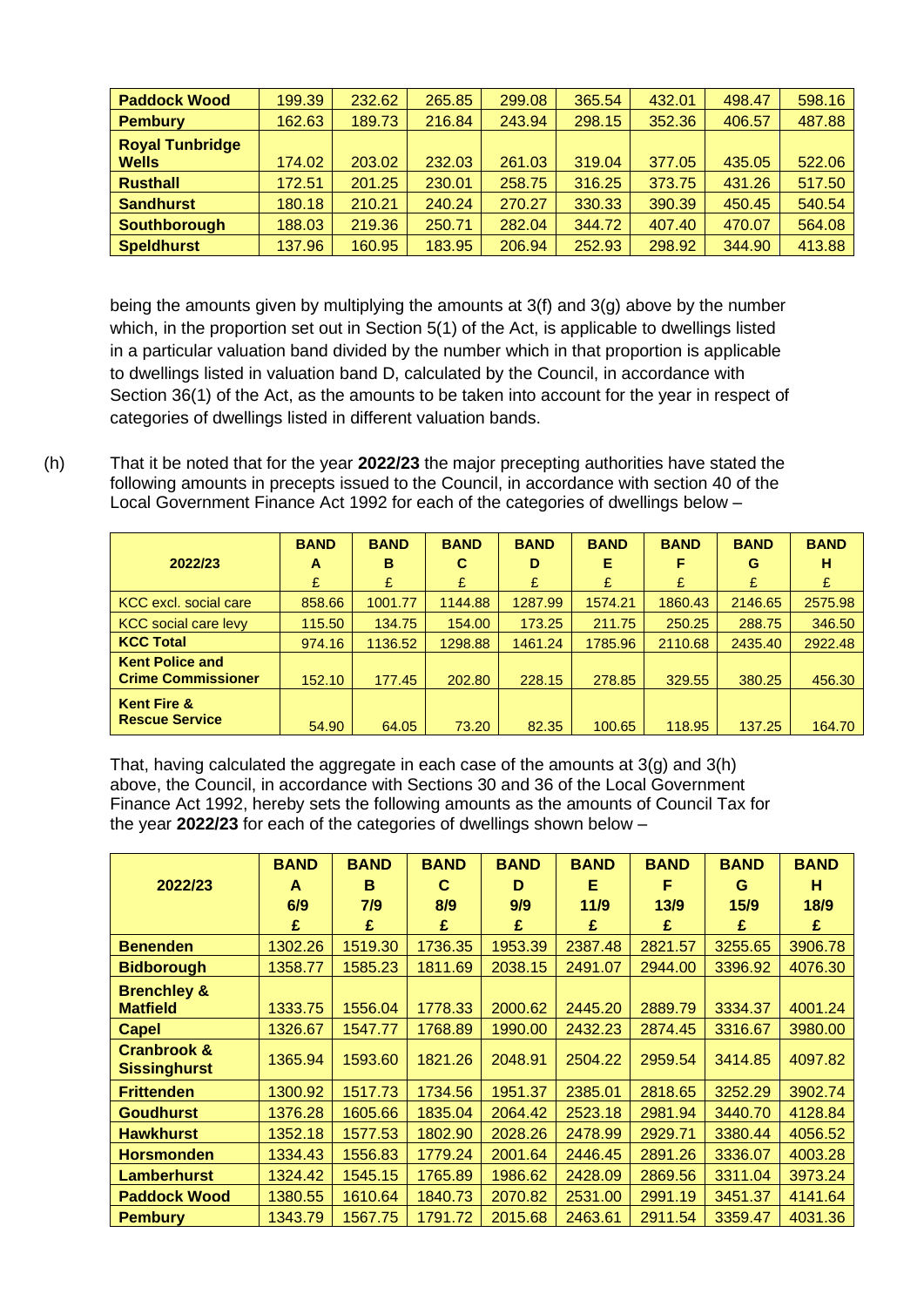| | | | | | | | | |
|---|---|---|---|---|---|---|---|---|
| **Paddock Wood** | 199.39 | 232.62 | 265.85 | 299.08 | 365.54 | 432.01 | 498.47 | 598.16 |
| **Pembury** | 162.63 | 189.73 | 216.84 | 243.94 | 298.15 | 352.36 | 406.57 | 487.88 |
| **Royal Tunbridge Wells** | 174.02 | 203.02 | 232.03 | 261.03 | 319.04 | 377.05 | 435.05 | 522.06 |
| **Rusthall** | 172.51 | 201.25 | 230.01 | 258.75 | 316.25 | 373.75 | 431.26 | 517.50 |
| **Sandhurst** | 180.18 | 210.21 | 240.24 | 270.27 | 330.33 | 390.39 | 450.45 | 540.54 |
| **Southborough** | 188.03 | 219.36 | 250.71 | 282.04 | 344.72 | 407.40 | 470.07 | 564.08 |
| **Speldhurst** | 137.96 | 160.95 | 183.95 | 206.94 | 252.93 | 298.92 | 344.90 | 413.88 |

being the amounts given by multiplying the amounts at 3(f) and 3(g) above by the number which, in the proportion set out in Section 5(1) of the Act, is applicable to dwellings listed in a particular valuation band divided by the number which in that proportion is applicable to dwellings listed in valuation band D, calculated by the Council, in accordance with Section 36(1) of the Act, as the amounts to be taken into account for the year in respect of categories of dwellings listed in different valuation bands.

(h) That it be noted that for the year **2022/23** the major precepting authorities have stated the following amounts in precepts issued to the Council, in accordance with section 40 of the Local Government Finance Act 1992 for each of the categories of dwellings below –

| 2022/23 | BAND A £ | BAND B £ | BAND C £ | BAND D £ | BAND E £ | BAND F £ | BAND G £ | BAND H £ |
|---|---|---|---|---|---|---|---|---|
| KCC excl. social care | 858.66 | 1001.77 | 1144.88 | 1287.99 | 1574.21 | 1860.43 | 2146.65 | 2575.98 |
| KCC social care levy | 115.50 | 134.75 | 154.00 | 173.25 | 211.75 | 250.25 | 288.75 | 346.50 |
| **KCC Total** | 974.16 | 1136.52 | 1298.88 | 1461.24 | 1785.96 | 2110.68 | 2435.40 | 2922.48 |
| **Kent Police and Crime Commissioner** | 152.10 | 177.45 | 202.80 | 228.15 | 278.85 | 329.55 | 380.25 | 456.30 |
| **Kent Fire & Rescue Service** | 54.90 | 64.05 | 73.20 | 82.35 | 100.65 | 118.95 | 137.25 | 164.70 |

That, having calculated the aggregate in each case of the amounts at 3(g) and 3(h) above, the Council, in accordance with Sections 30 and 36 of the Local Government Finance Act 1992, hereby sets the following amounts as the amounts of Council Tax for the year **2022/23** for each of the categories of dwellings shown below –

| 2022/23 | BAND A 6/9 £ | BAND B 7/9 £ | BAND C 8/9 £ | BAND D 9/9 £ | BAND E 11/9 £ | BAND F 13/9 £ | BAND G 15/9 £ | BAND H 18/9 £ |
|---|---|---|---|---|---|---|---|---|
| **Benenden** | 1302.26 | 1519.30 | 1736.35 | 1953.39 | 2387.48 | 2821.57 | 3255.65 | 3906.78 |
| **Bidborough** | 1358.77 | 1585.23 | 1811.69 | 2038.15 | 2491.07 | 2944.00 | 3396.92 | 4076.30 |
| **Brenchley & Matfield** | 1333.75 | 1556.04 | 1778.33 | 2000.62 | 2445.20 | 2889.79 | 3334.37 | 4001.24 |
| **Capel** | 1326.67 | 1547.77 | 1768.89 | 1990.00 | 2432.23 | 2874.45 | 3316.67 | 3980.00 |
| **Cranbrook & Sissinghurst** | 1365.94 | 1593.60 | 1821.26 | 2048.91 | 2504.22 | 2959.54 | 3414.85 | 4097.82 |
| **Frittenden** | 1300.92 | 1517.73 | 1734.56 | 1951.37 | 2385.01 | 2818.65 | 3252.29 | 3902.74 |
| **Goudhurst** | 1376.28 | 1605.66 | 1835.04 | 2064.42 | 2523.18 | 2981.94 | 3440.70 | 4128.84 |
| **Hawkhurst** | 1352.18 | 1577.53 | 1802.90 | 2028.26 | 2478.99 | 2929.71 | 3380.44 | 4056.52 |
| **Horsmonden** | 1334.43 | 1556.83 | 1779.24 | 2001.64 | 2446.45 | 2891.26 | 3336.07 | 4003.28 |
| **Lamberhurst** | 1324.42 | 1545.15 | 1765.89 | 1986.62 | 2428.09 | 2869.56 | 3311.04 | 3973.24 |
| **Paddock Wood** | 1380.55 | 1610.64 | 1840.73 | 2070.82 | 2531.00 | 2991.19 | 3451.37 | 4141.64 |
| **Pembury** | 1343.79 | 1567.75 | 1791.72 | 2015.68 | 2463.61 | 2911.54 | 3359.47 | 4031.36 |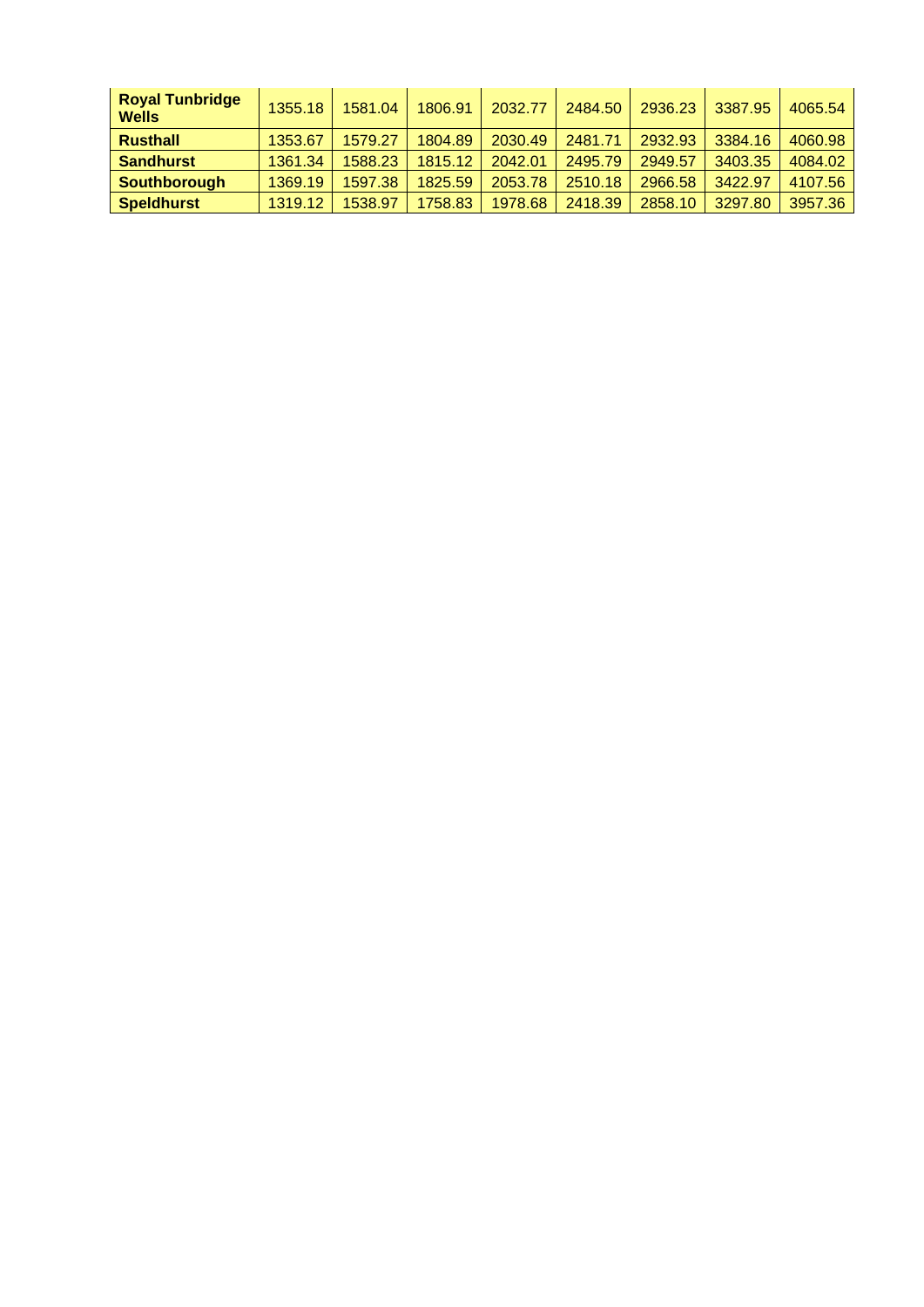| | | | | | | | | |
|---|---|---|---|---|---|---|---|---|
| **Royal Tunbridge Wells** | 1355.18 | 1581.04 | 1806.91 | 2032.77 | 2484.50 | 2936.23 | 3387.95 | 4065.54 |
| **Rusthall** | 1353.67 | 1579.27 | 1804.89 | 2030.49 | 2481.71 | 2932.93 | 3384.16 | 4060.98 |
| **Sandhurst** | 1361.34 | 1588.23 | 1815.12 | 2042.01 | 2495.79 | 2949.57 | 3403.35 | 4084.02 |
| **Southborough** | 1369.19 | 1597.38 | 1825.59 | 2053.78 | 2510.18 | 2966.58 | 3422.97 | 4107.56 |
| **Speldhurst** | 1319.12 | 1538.97 | 1758.83 | 1978.68 | 2418.39 | 2858.10 | 3297.80 | 3957.36 |